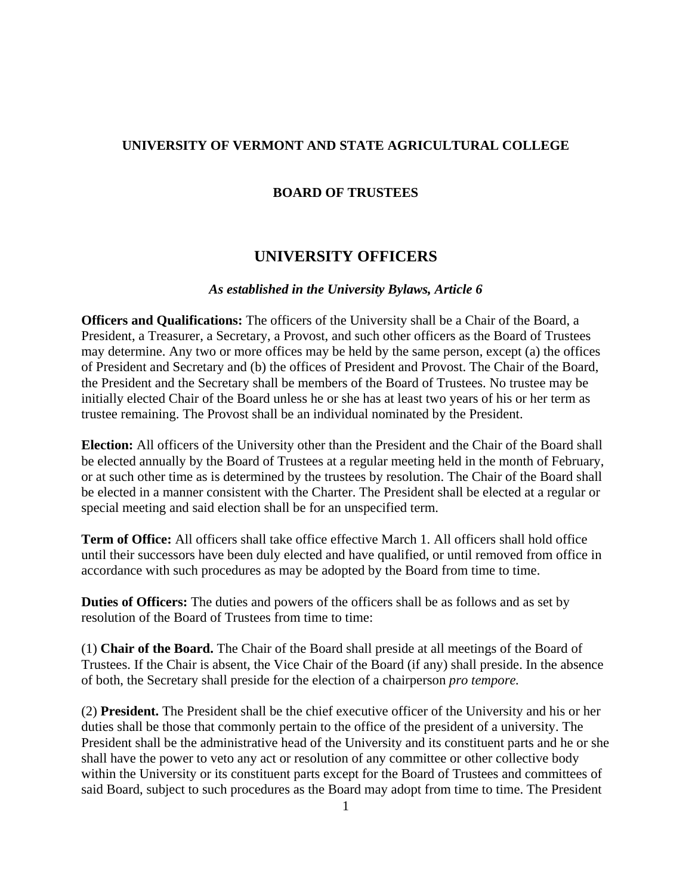**UNIVERSITY OF VERMONT AND STATE AGRICULTURAL COLLEGE**

**BOARD OF TRUSTEES**

# UNIVERSITY OFFICERS

***As established in the University Bylaws, Article 6***

**Officers and Qualifications:** The officers of the University shall be a Chair of the Board, a President, a Treasurer, a Secretary, a Provost, and such other officers as the Board of Trustees may determine. Any two or more offices may be held by the same person, except (a) the offices of President and Secretary and (b) the offices of President and Provost. The Chair of the Board, the President and the Secretary shall be members of the Board of Trustees. No trustee may be initially elected Chair of the Board unless he or she has at least two years of his or her term as trustee remaining. The Provost shall be an individual nominated by the President.

**Election:** All officers of the University other than the President and the Chair of the Board shall be elected annually by the Board of Trustees at a regular meeting held in the month of February, or at such other time as is determined by the trustees by resolution. The Chair of the Board shall be elected in a manner consistent with the Charter. The President shall be elected at a regular or special meeting and said election shall be for an unspecified term.

**Term of Office:** All officers shall take office effective March 1. All officers shall hold office until their successors have been duly elected and have qualified, or until removed from office in accordance with such procedures as may be adopted by the Board from time to time.

**Duties of Officers:** The duties and powers of the officers shall be as follows and as set by resolution of the Board of Trustees from time to time:

(1) **Chair of the Board.** The Chair of the Board shall preside at all meetings of the Board of Trustees. If the Chair is absent, the Vice Chair of the Board (if any) shall preside. In the absence of both, the Secretary shall preside for the election of a chairperson *pro tempore.*

(2) **President.** The President shall be the chief executive officer of the University and his or her duties shall be those that commonly pertain to the office of the president of a university. The President shall be the administrative head of the University and its constituent parts and he or she shall have the power to veto any act or resolution of any committee or other collective body within the University or its constituent parts except for the Board of Trustees and committees of said Board, subject to such procedures as the Board may adopt from time to time. The President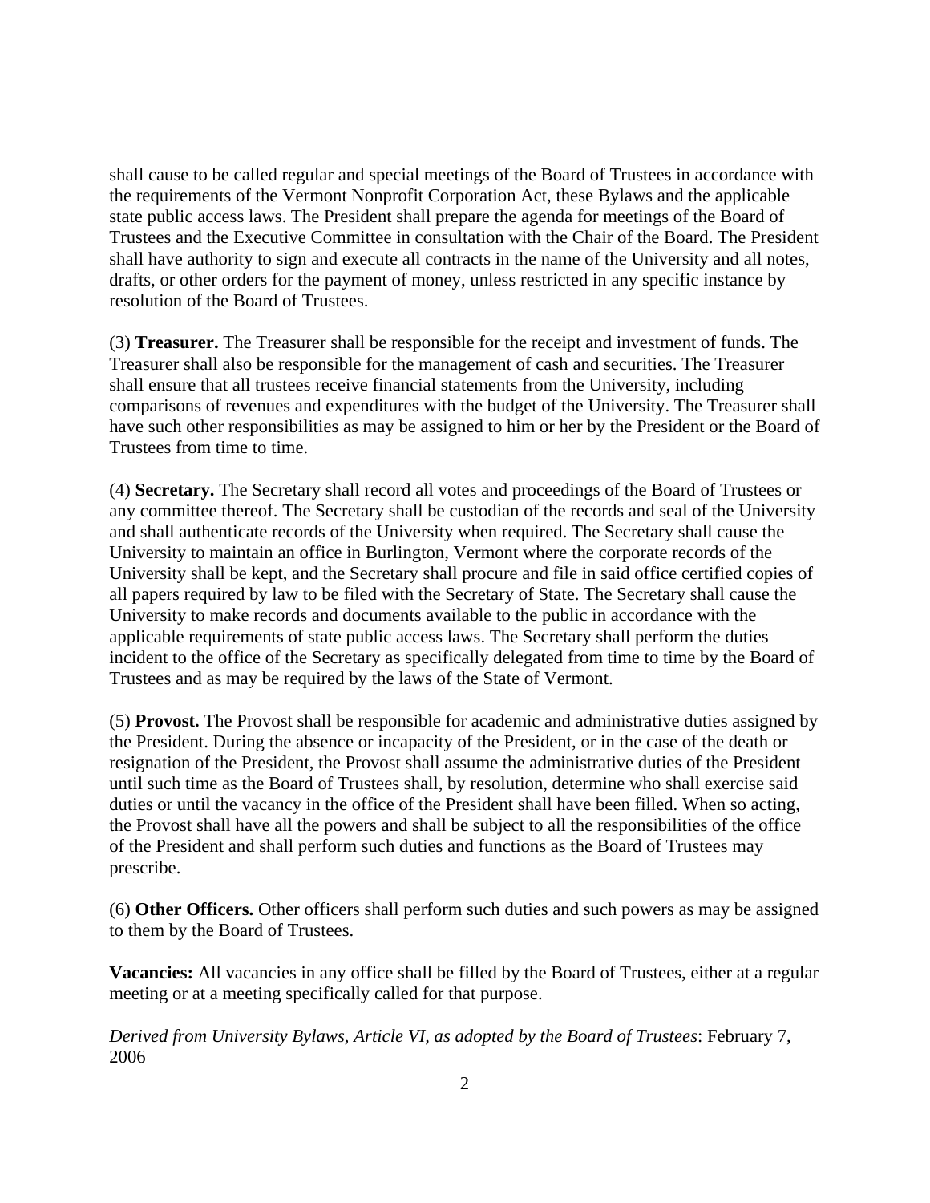shall cause to be called regular and special meetings of the Board of Trustees in accordance with the requirements of the Vermont Nonprofit Corporation Act, these Bylaws and the applicable state public access laws. The President shall prepare the agenda for meetings of the Board of Trustees and the Executive Committee in consultation with the Chair of the Board. The President shall have authority to sign and execute all contracts in the name of the University and all notes, drafts, or other orders for the payment of money, unless restricted in any specific instance by resolution of the Board of Trustees.

(3) **Treasurer.** The Treasurer shall be responsible for the receipt and investment of funds. The Treasurer shall also be responsible for the management of cash and securities. The Treasurer shall ensure that all trustees receive financial statements from the University, including comparisons of revenues and expenditures with the budget of the University. The Treasurer shall have such other responsibilities as may be assigned to him or her by the President or the Board of Trustees from time to time.

(4) **Secretary.** The Secretary shall record all votes and proceedings of the Board of Trustees or any committee thereof. The Secretary shall be custodian of the records and seal of the University and shall authenticate records of the University when required. The Secretary shall cause the University to maintain an office in Burlington, Vermont where the corporate records of the University shall be kept, and the Secretary shall procure and file in said office certified copies of all papers required by law to be filed with the Secretary of State. The Secretary shall cause the University to make records and documents available to the public in accordance with the applicable requirements of state public access laws. The Secretary shall perform the duties incident to the office of the Secretary as specifically delegated from time to time by the Board of Trustees and as may be required by the laws of the State of Vermont.

(5) **Provost.** The Provost shall be responsible for academic and administrative duties assigned by the President. During the absence or incapacity of the President, or in the case of the death or resignation of the President, the Provost shall assume the administrative duties of the President until such time as the Board of Trustees shall, by resolution, determine who shall exercise said duties or until the vacancy in the office of the President shall have been filled. When so acting, the Provost shall have all the powers and shall be subject to all the responsibilities of the office of the President and shall perform such duties and functions as the Board of Trustees may prescribe.

(6) **Other Officers.** Other officers shall perform such duties and such powers as may be assigned to them by the Board of Trustees.

**Vacancies:** All vacancies in any office shall be filled by the Board of Trustees, either at a regular meeting or at a meeting specifically called for that purpose.

*Derived from University Bylaws, Article VI, as adopted by the Board of Trustees*: February 7, 2006